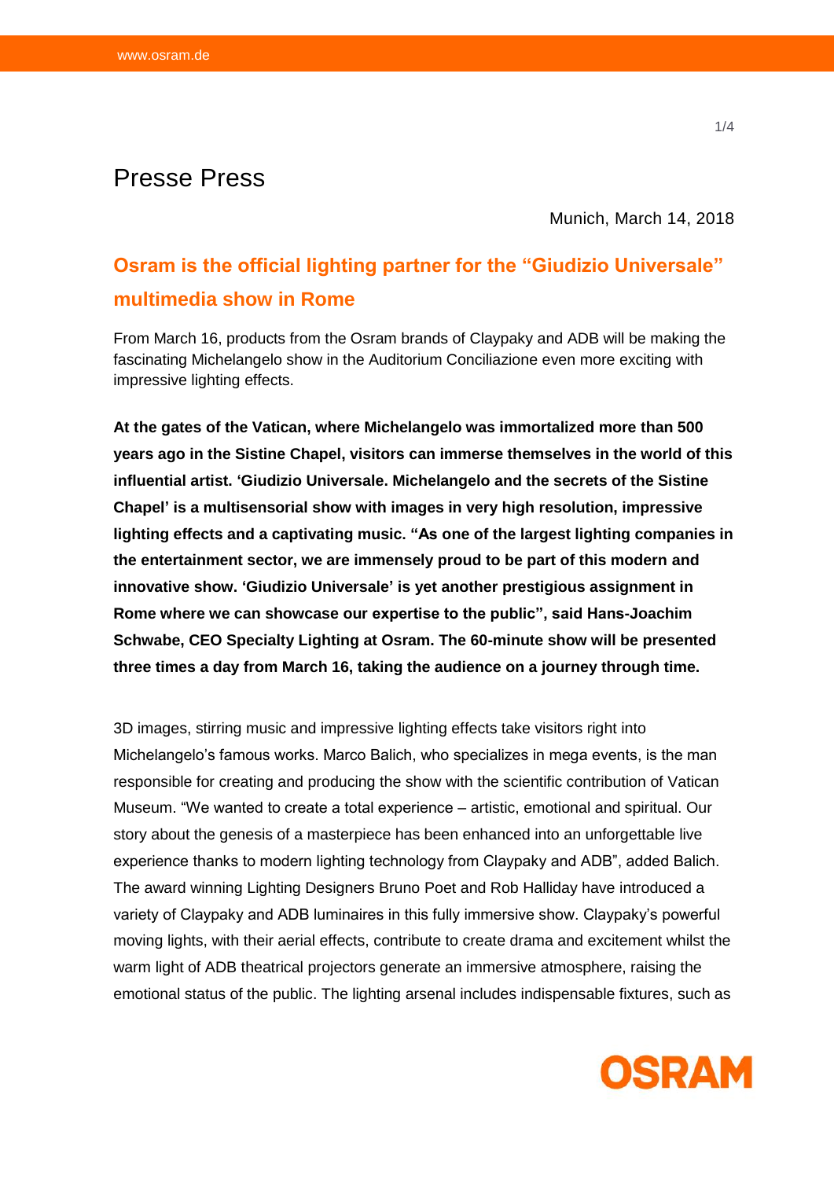Presse Press

Munich, March 14, 2018

## Osram is the official lighting partner for the "Giudizio Universale" multimedia show in Rome

From March 16, products from the Osram brands of Claypaky and ADB will be making the fascinating Michelangelo show in the Auditorium Conciliazione even more exciting with impressive lighting effects.

**At the gates of the Vatican, where Michelangelo was immortalized more than 500 years ago in the Sistine Chapel, visitors can immerse themselves in the world of this influential artist. 'Giudizio Universale. Michelangelo and the secrets of the Sistine Chapel' is a multisensorial show with images in very high resolution, impressive lighting effects and a captivating music. "As one of the largest lighting companies in the entertainment sector, we are immensely proud to be part of this modern and innovative show. 'Giudizio Universale' is yet another prestigious assignment in Rome where we can showcase our expertise to the public", said Hans-Joachim Schwabe, CEO Specialty Lighting at Osram. The 60-minute show will be presented three times a day from March 16, taking the audience on a journey through time.**

3D images, stirring music and impressive lighting effects take visitors right into Michelangelo's famous works. Marco Balich, who specializes in mega events, is the man responsible for creating and producing the show with the scientific contribution of Vatican Museum. "We wanted to create a total experience – artistic, emotional and spiritual. Our story about the genesis of a masterpiece has been enhanced into an unforgettable live experience thanks to modern lighting technology from Claypaky and ADB", added Balich. The award winning Lighting Designers Bruno Poet and Rob Halliday have introduced a variety of Claypaky and ADB luminaires in this fully immersive show. Claypaky's powerful moving lights, with their aerial effects, contribute to create drama and excitement whilst the warm light of ADB theatrical projectors generate an immersive atmosphere, raising the emotional status of the public. The lighting arsenal includes indispensable fixtures, such as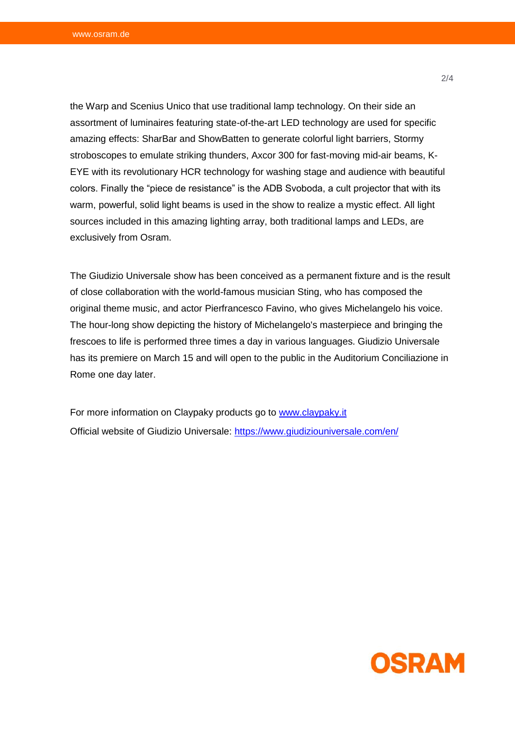the Warp and Scenius Unico that use traditional lamp technology. On their side an assortment of luminaires featuring state-of-the-art LED technology are used for specific amazing effects: SharBar and ShowBatten to generate colorful light barriers, Stormy stroboscopes to emulate striking thunders, Axcor 300 for fast-moving mid-air beams, K-EYE with its revolutionary HCR technology for washing stage and audience with beautiful colors. Finally the “piece de resistance” is the ADB Svoboda, a cult projector that with its warm, powerful, solid light beams is used in the show to realize a mystic effect. All light sources included in this amazing lighting array, both traditional lamps and LEDs, are exclusively from Osram.

The Giudizio Universale show has been conceived as a permanent fixture and is the result of close collaboration with the world-famous musician Sting, who has composed the original theme music, and actor Pierfrancesco Favino, who gives Michelangelo his voice. The hour-long show depicting the history of Michelangelo's masterpiece and bringing the frescoes to life is performed three times a day in various languages. Giudizio Universale has its premiere on March 15 and will open to the public in the Auditorium Conciliazione in Rome one day later.

For more information on Claypaky products go to [www.claypaky.it](http://www.claypaky.it)  
Official website of Giudizio Universale: [https://www.giudiziouniversale.com/en/](https://www.giudiziouniversale.com/en/)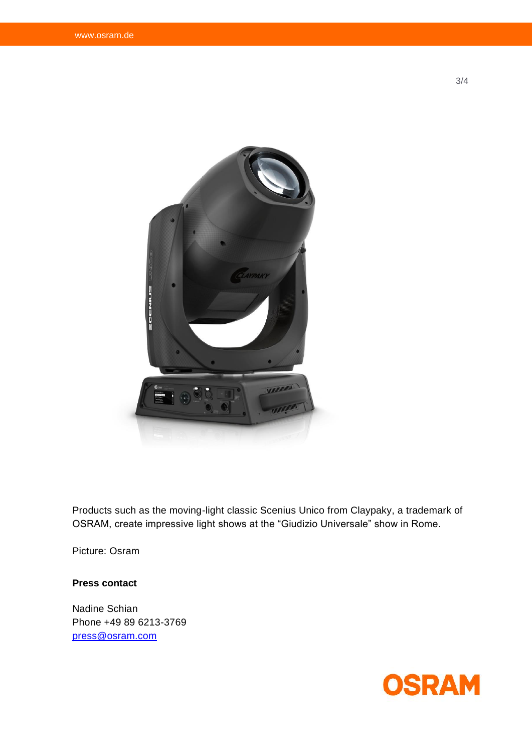Products such as the moving-light classic Scenius Unico from Claypaky, a trademark of OSRAM, create impressive light shows at the “Giudizio Universale” show in Rome.

Picture: Osram

**Press contact**

Nadine Schian
Phone +49 89 6213-3769
press@osram.com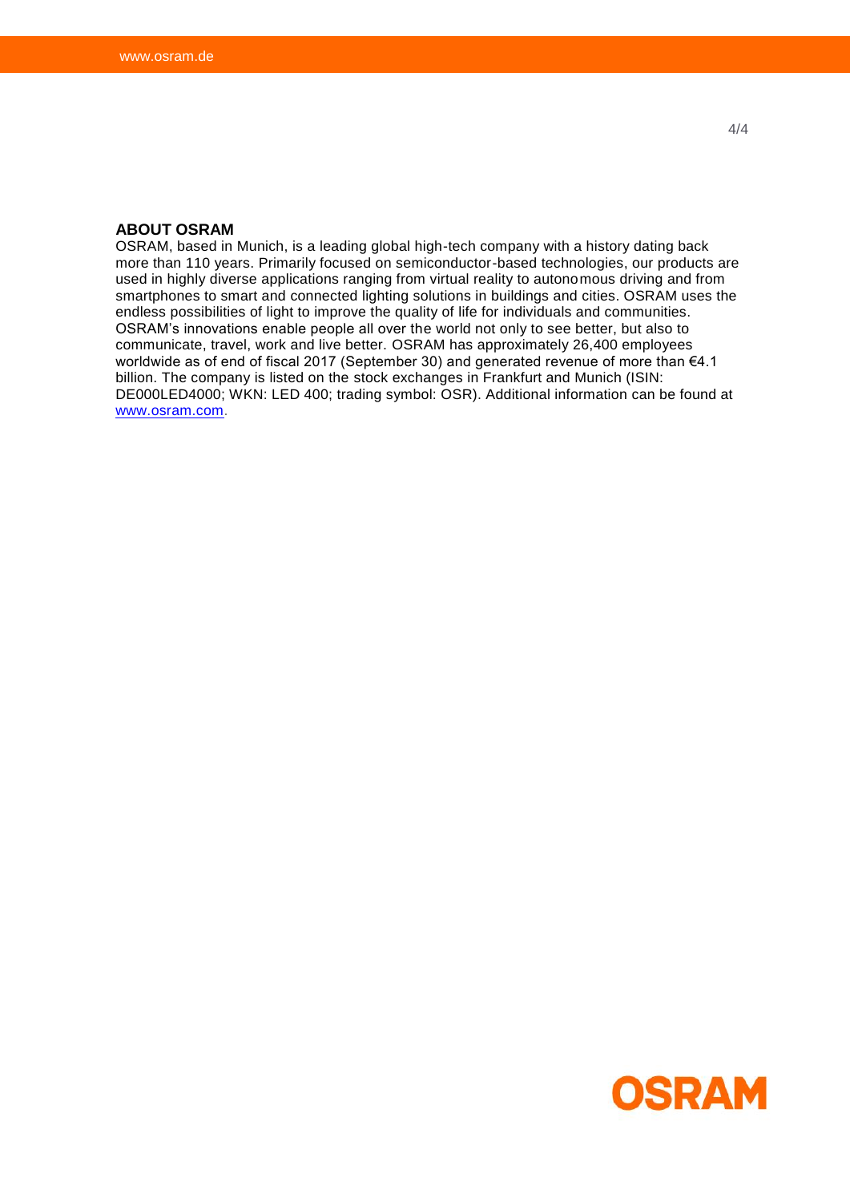## ABOUT OSRAM

OSRAM, based in Munich, is a leading global high-tech company with a history dating back more than 110 years. Primarily focused on semiconductor-based technologies, our products are used in highly diverse applications ranging from virtual reality to autonomous driving and from smartphones to smart and connected lighting solutions in buildings and cities. OSRAM uses the endless possibilities of light to improve the quality of life for individuals and communities. OSRAM's innovations enable people all over the world not only to see better, but also to communicate, travel, work and live better. OSRAM has approximately 26,400 employees worldwide as of end of fiscal 2017 (September 30) and generated revenue of more than €4.1 billion. The company is listed on the stock exchanges in Frankfurt and Munich (ISIN: DE000LED4000; WKN: LED 400; trading symbol: OSR). Additional information can be found at [www.osram.com](http://www.osram.com).